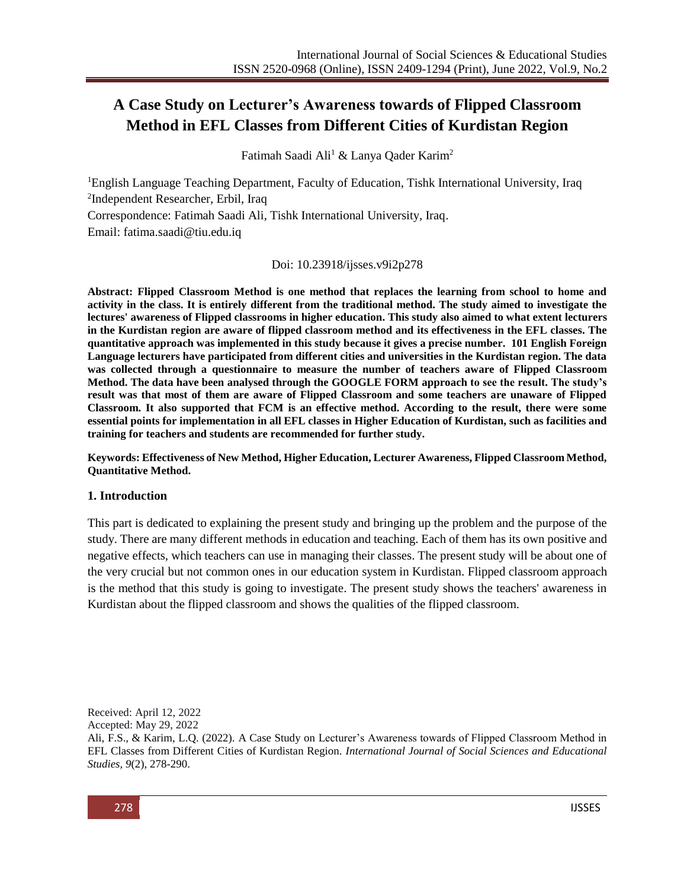# A Case Study on Lecturer's Awareness towards of Flipped Classroom Method in EFL Classes from Different Cities of Kurdistan Region

Fatimah Saadi Ali[1] & Lanya Qader Karim[2]

[1]English Language Teaching Department, Faculty of Education, Tishk International University, Iraq
[2]Independent Researcher, Erbil, Iraq
Correspondence: Fatimah Saadi Ali, Tishk International University, Iraq.
Email: fatima.saadi@tiu.edu.iq

Doi: 10.23918/ijsses.v9i2p278

**Abstract: Flipped Classroom Method is one method that replaces the learning from school to home and activity in the class. It is entirely different from the traditional method. The study aimed to investigate the lectures' awareness of Flipped classrooms in higher education. This study also aimed to what extent lecturers in the Kurdistan region are aware of flipped classroom method and its effectiveness in the EFL classes. The quantitative approach was implemented in this study because it gives a precise number. 101 English Foreign Language lecturers have participated from different cities and universities in the Kurdistan region. The data was collected through a questionnaire to measure the number of teachers aware of Flipped Classroom Method. The data have been analysed through the GOOGLE FORM approach to see the result. The study's result was that most of them are aware of Flipped Classroom and some teachers are unaware of Flipped Classroom. It also supported that FCM is an effective method. According to the result, there were some essential points for implementation in all EFL classes in Higher Education of Kurdistan, such as facilities and training for teachers and students are recommended for further study.**

**Keywords: Effectiveness of New Method, Higher Education, Lecturer Awareness, Flipped Classroom Method, Quantitative Method.**

## 1. Introduction

This part is dedicated to explaining the present study and bringing up the problem and the purpose of the study. There are many different methods in education and teaching. Each of them has its own positive and negative effects, which teachers can use in managing their classes. The present study will be about one of the very crucial but not common ones in our education system in Kurdistan. Flipped classroom approach is the method that this study is going to investigate. The present study shows the teachers' awareness in Kurdistan about the flipped classroom and shows the qualities of the flipped classroom.

Received: April 12, 2022
Accepted: May 29, 2022
Ali, F.S., & Karim, L.Q. (2022). A Case Study on Lecturer's Awareness towards of Flipped Classroom Method in EFL Classes from Different Cities of Kurdistan Region. *International Journal of Social Sciences and Educational Studies, 9*(2), 278-290.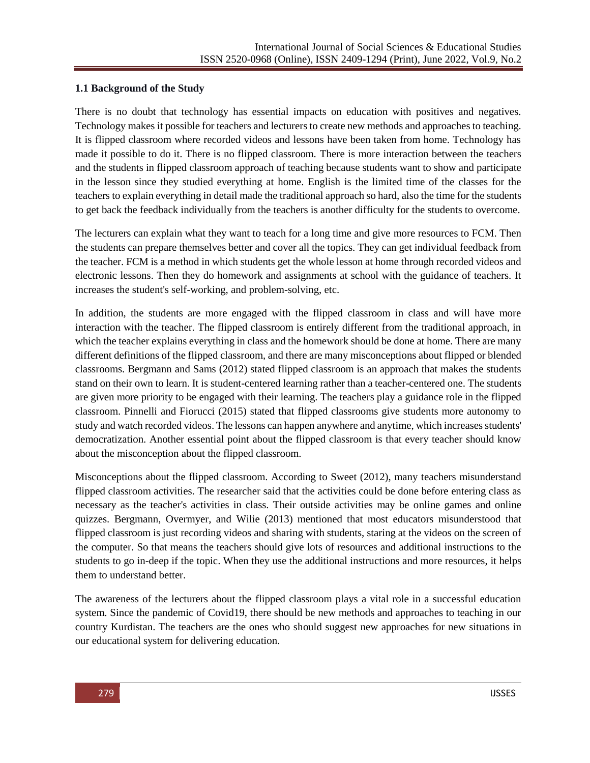### 1.1 Background of the Study

There is no doubt that technology has essential impacts on education with positives and negatives. Technology makes it possible for teachers and lecturers to create new methods and approaches to teaching. It is flipped classroom where recorded videos and lessons have been taken from home. Technology has made it possible to do it. There is no flipped classroom. There is more interaction between the teachers and the students in flipped classroom approach of teaching because students want to show and participate in the lesson since they studied everything at home. English is the limited time of the classes for the teachers to explain everything in detail made the traditional approach so hard, also the time for the students to get back the feedback individually from the teachers is another difficulty for the students to overcome.

The lecturers can explain what they want to teach for a long time and give more resources to FCM. Then the students can prepare themselves better and cover all the topics. They can get individual feedback from the teacher. FCM is a method in which students get the whole lesson at home through recorded videos and electronic lessons. Then they do homework and assignments at school with the guidance of teachers. It increases the student's self-working, and problem-solving, etc.

In addition, the students are more engaged with the flipped classroom in class and will have more interaction with the teacher. The flipped classroom is entirely different from the traditional approach, in which the teacher explains everything in class and the homework should be done at home. There are many different definitions of the flipped classroom, and there are many misconceptions about flipped or blended classrooms. Bergmann and Sams (2012) stated flipped classroom is an approach that makes the students stand on their own to learn. It is student-centered learning rather than a teacher-centered one. The students are given more priority to be engaged with their learning. The teachers play a guidance role in the flipped classroom. Pinnelli and Fiorucci (2015) stated that flipped classrooms give students more autonomy to study and watch recorded videos. The lessons can happen anywhere and anytime, which increases students' democratization. Another essential point about the flipped classroom is that every teacher should know about the misconception about the flipped classroom.

Misconceptions about the flipped classroom. According to Sweet (2012), many teachers misunderstand flipped classroom activities. The researcher said that the activities could be done before entering class as necessary as the teacher's activities in class. Their outside activities may be online games and online quizzes. Bergmann, Overmyer, and Wilie (2013) mentioned that most educators misunderstood that flipped classroom is just recording videos and sharing with students, staring at the videos on the screen of the computer. So that means the teachers should give lots of resources and additional instructions to the students to go in-deep if the topic. When they use the additional instructions and more resources, it helps them to understand better.

The awareness of the lecturers about the flipped classroom plays a vital role in a successful education system. Since the pandemic of Covid19, there should be new methods and approaches to teaching in our country Kurdistan. The teachers are the ones who should suggest new approaches for new situations in our educational system for delivering education.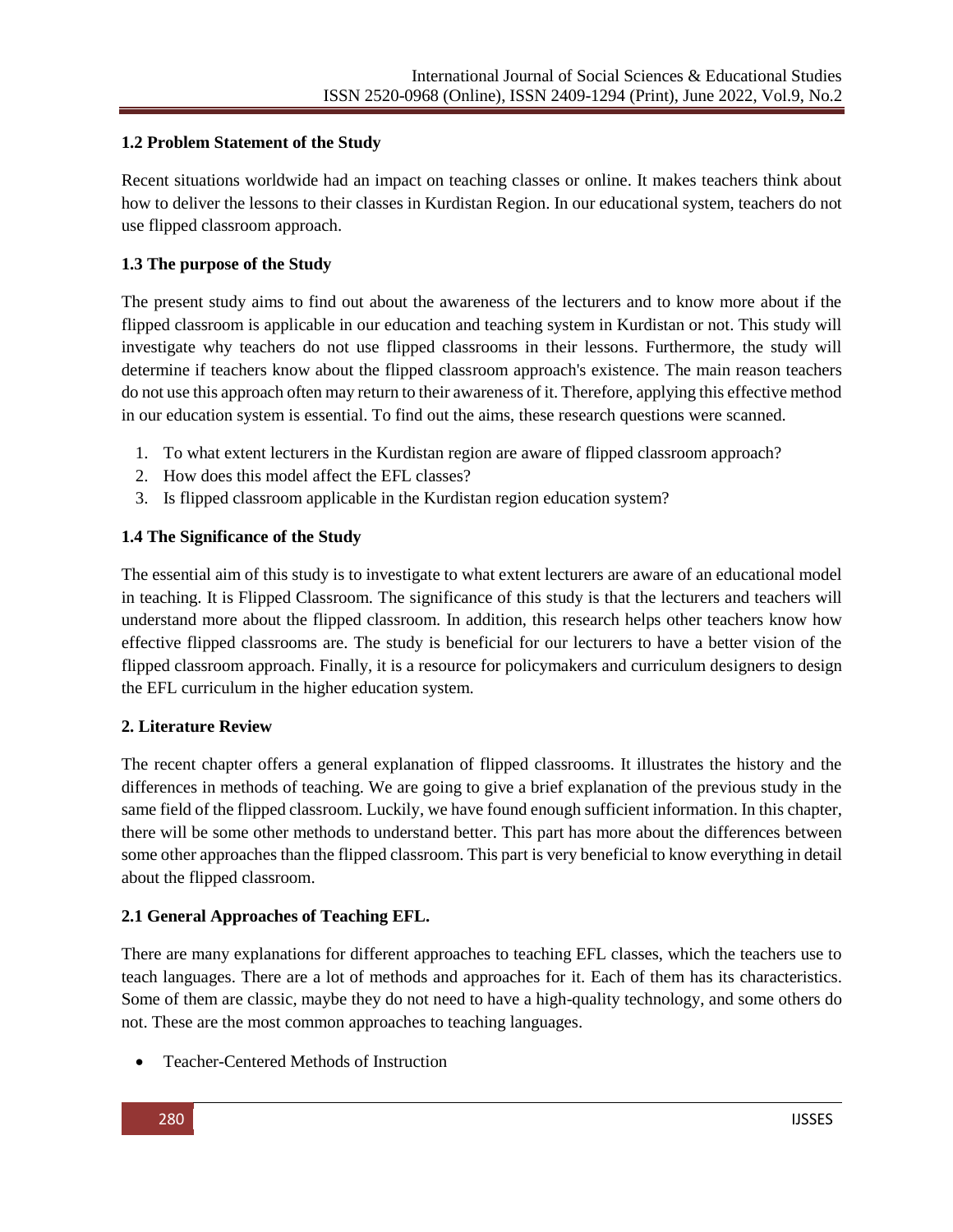### 1.2 Problem Statement of the Study

Recent situations worldwide had an impact on teaching classes or online. It makes teachers think about how to deliver the lessons to their classes in Kurdistan Region. In our educational system, teachers do not use flipped classroom approach.

### 1.3 The purpose of the Study

The present study aims to find out about the awareness of the lecturers and to know more about if the flipped classroom is applicable in our education and teaching system in Kurdistan or not. This study will investigate why teachers do not use flipped classrooms in their lessons. Furthermore, the study will determine if teachers know about the flipped classroom approach's existence. The main reason teachers do not use this approach often may return to their awareness of it. Therefore, applying this effective method in our education system is essential. To find out the aims, these research questions were scanned.

1. To what extent lecturers in the Kurdistan region are aware of flipped classroom approach?
2. How does this model affect the EFL classes?
3. Is flipped classroom applicable in the Kurdistan region education system?

### 1.4 The Significance of the Study

The essential aim of this study is to investigate to what extent lecturers are aware of an educational model in teaching. It is Flipped Classroom. The significance of this study is that the lecturers and teachers will understand more about the flipped classroom. In addition, this research helps other teachers know how effective flipped classrooms are. The study is beneficial for our lecturers to have a better vision of the flipped classroom approach. Finally, it is a resource for policymakers and curriculum designers to design the EFL curriculum in the higher education system.

## 2. Literature Review

The recent chapter offers a general explanation of flipped classrooms. It illustrates the history and the differences in methods of teaching. We are going to give a brief explanation of the previous study in the same field of the flipped classroom. Luckily, we have found enough sufficient information. In this chapter, there will be some other methods to understand better. This part has more about the differences between some other approaches than the flipped classroom. This part is very beneficial to know everything in detail about the flipped classroom.

### 2.1 General Approaches of Teaching EFL.

There are many explanations for different approaches to teaching EFL classes, which the teachers use to teach languages. There are a lot of methods and approaches for it. Each of them has its characteristics. Some of them are classic, maybe they do not need to have a high-quality technology, and some others do not. These are the most common approaches to teaching languages.

- Teacher-Centered Methods of Instruction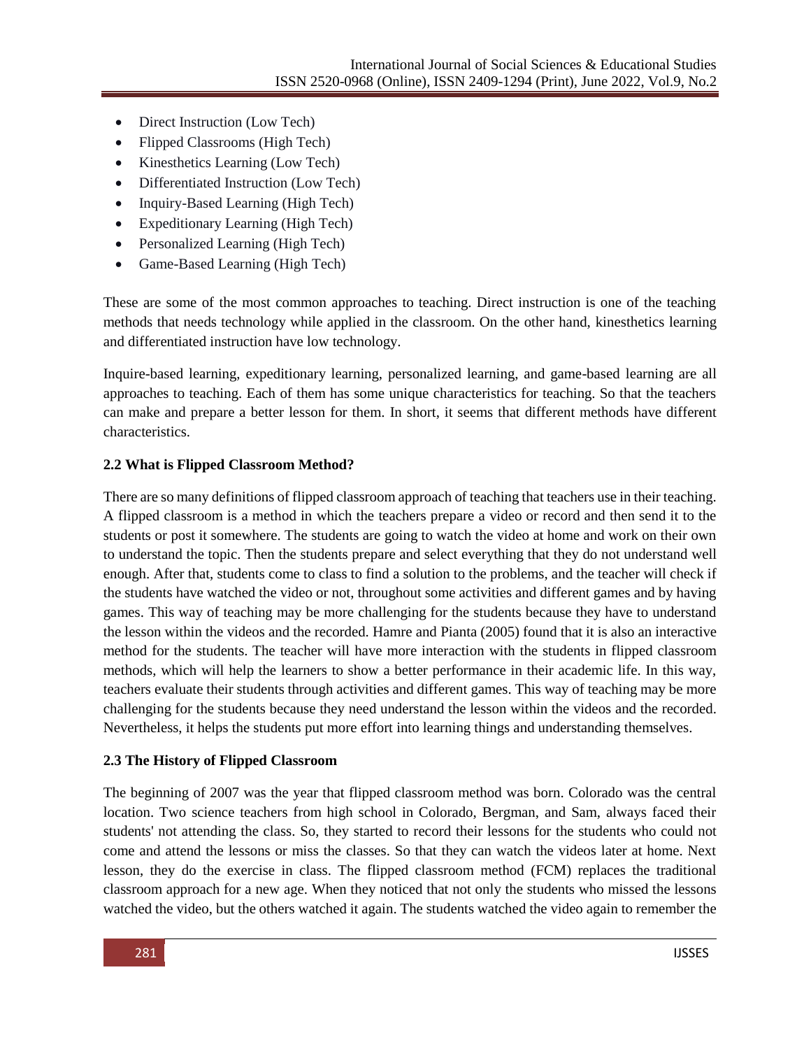- Direct Instruction (Low Tech)
- Flipped Classrooms (High Tech)
- Kinesthetics Learning (Low Tech)
- Differentiated Instruction (Low Tech)
- Inquiry-Based Learning (High Tech)
- Expeditionary Learning (High Tech)
- Personalized Learning (High Tech)
- Game-Based Learning (High Tech)

These are some of the most common approaches to teaching. Direct instruction is one of the teaching methods that needs technology while applied in the classroom. On the other hand, kinesthetics learning and differentiated instruction have low technology.

Inquire-based learning, expeditionary learning, personalized learning, and game-based learning are all approaches to teaching. Each of them has some unique characteristics for teaching. So that the teachers can make and prepare a better lesson for them. In short, it seems that different methods have different characteristics.

### 2.2 What is Flipped Classroom Method?

There are so many definitions of flipped classroom approach of teaching that teachers use in their teaching. A flipped classroom is a method in which the teachers prepare a video or record and then send it to the students or post it somewhere. The students are going to watch the video at home and work on their own to understand the topic. Then the students prepare and select everything that they do not understand well enough. After that, students come to class to find a solution to the problems, and the teacher will check if the students have watched the video or not, throughout some activities and different games and by having games. This way of teaching may be more challenging for the students because they have to understand the lesson within the videos and the recorded. Hamre and Pianta (2005) found that it is also an interactive method for the students. The teacher will have more interaction with the students in flipped classroom methods, which will help the learners to show a better performance in their academic life. In this way, teachers evaluate their students through activities and different games. This way of teaching may be more challenging for the students because they need understand the lesson within the videos and the recorded. Nevertheless, it helps the students put more effort into learning things and understanding themselves.

### 2.3 The History of Flipped Classroom

The beginning of 2007 was the year that flipped classroom method was born. Colorado was the central location. Two science teachers from high school in Colorado, Bergman, and Sam, always faced their students' not attending the class. So, they started to record their lessons for the students who could not come and attend the lessons or miss the classes. So that they can watch the videos later at home. Next lesson, they do the exercise in class. The flipped classroom method (FCM) replaces the traditional classroom approach for a new age. When they noticed that not only the students who missed the lessons watched the video, but the others watched it again. The students watched the video again to remember the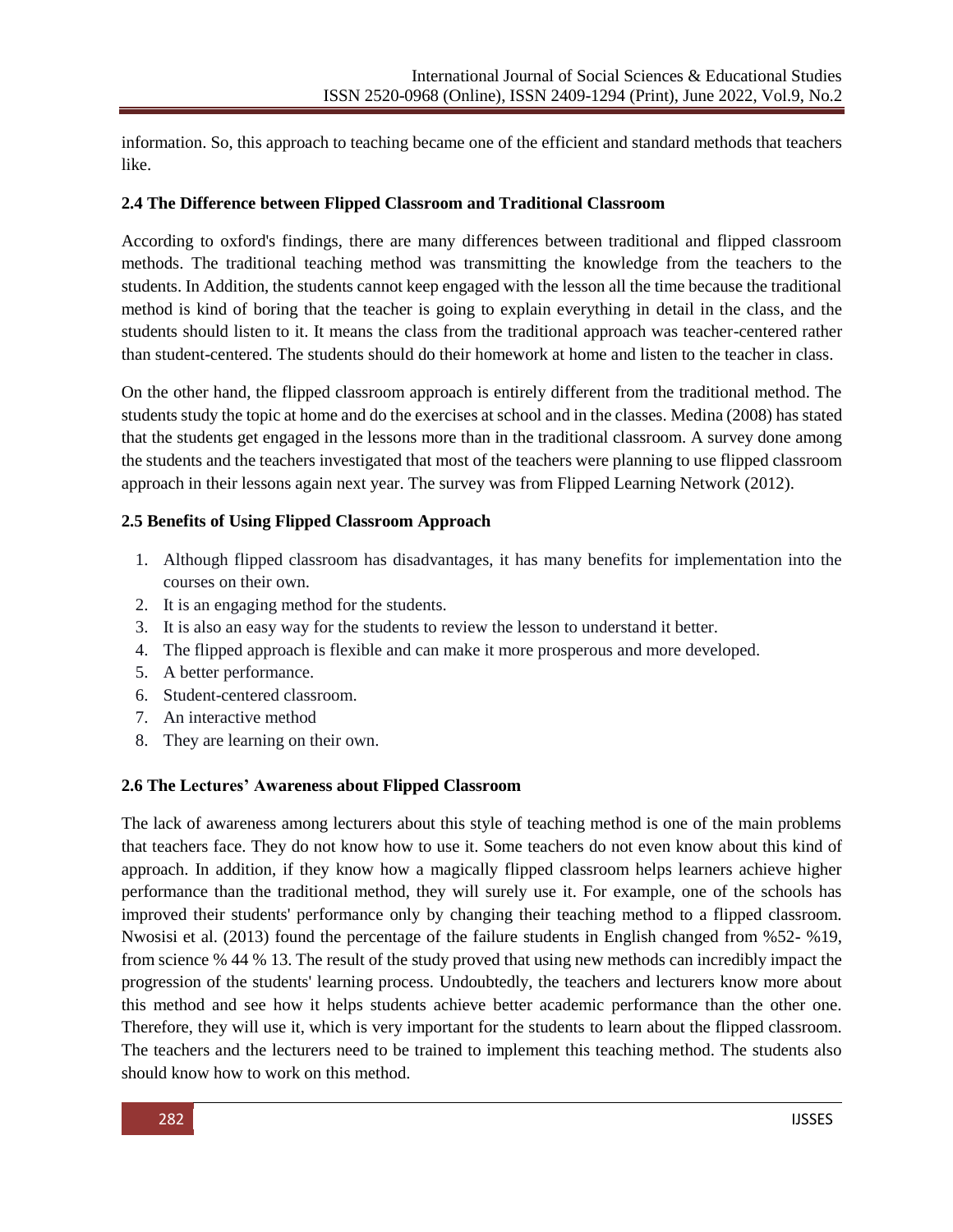information. So, this approach to teaching became one of the efficient and standard methods that teachers like.

### 2.4 The Difference between Flipped Classroom and Traditional Classroom

According to oxford's findings, there are many differences between traditional and flipped classroom methods. The traditional teaching method was transmitting the knowledge from the teachers to the students. In Addition, the students cannot keep engaged with the lesson all the time because the traditional method is kind of boring that the teacher is going to explain everything in detail in the class, and the students should listen to it. It means the class from the traditional approach was teacher-centered rather than student-centered. The students should do their homework at home and listen to the teacher in class.

On the other hand, the flipped classroom approach is entirely different from the traditional method. The students study the topic at home and do the exercises at school and in the classes. Medina (2008) has stated that the students get engaged in the lessons more than in the traditional classroom. A survey done among the students and the teachers investigated that most of the teachers were planning to use flipped classroom approach in their lessons again next year. The survey was from Flipped Learning Network (2012).

### 2.5 Benefits of Using Flipped Classroom Approach

1. Although flipped classroom has disadvantages, it has many benefits for implementation into the courses on their own.
2. It is an engaging method for the students.
3. It is also an easy way for the students to review the lesson to understand it better.
4. The flipped approach is flexible and can make it more prosperous and more developed.
5. A better performance.
6. Student-centered classroom.
7. An interactive method
8. They are learning on their own.

### 2.6 The Lectures' Awareness about Flipped Classroom

The lack of awareness among lecturers about this style of teaching method is one of the main problems that teachers face. They do not know how to use it. Some teachers do not even know about this kind of approach. In addition, if they know how a magically flipped classroom helps learners achieve higher performance than the traditional method, they will surely use it. For example, one of the schools has improved their students' performance only by changing their teaching method to a flipped classroom. Nwosisi et al. (2013) found the percentage of the failure students in English changed from %52- %19, from science % 44 % 13. The result of the study proved that using new methods can incredibly impact the progression of the students' learning process. Undoubtedly, the teachers and lecturers know more about this method and see how it helps students achieve better academic performance than the other one. Therefore, they will use it, which is very important for the students to learn about the flipped classroom. The teachers and the lecturers need to be trained to implement this teaching method. The students also should know how to work on this method.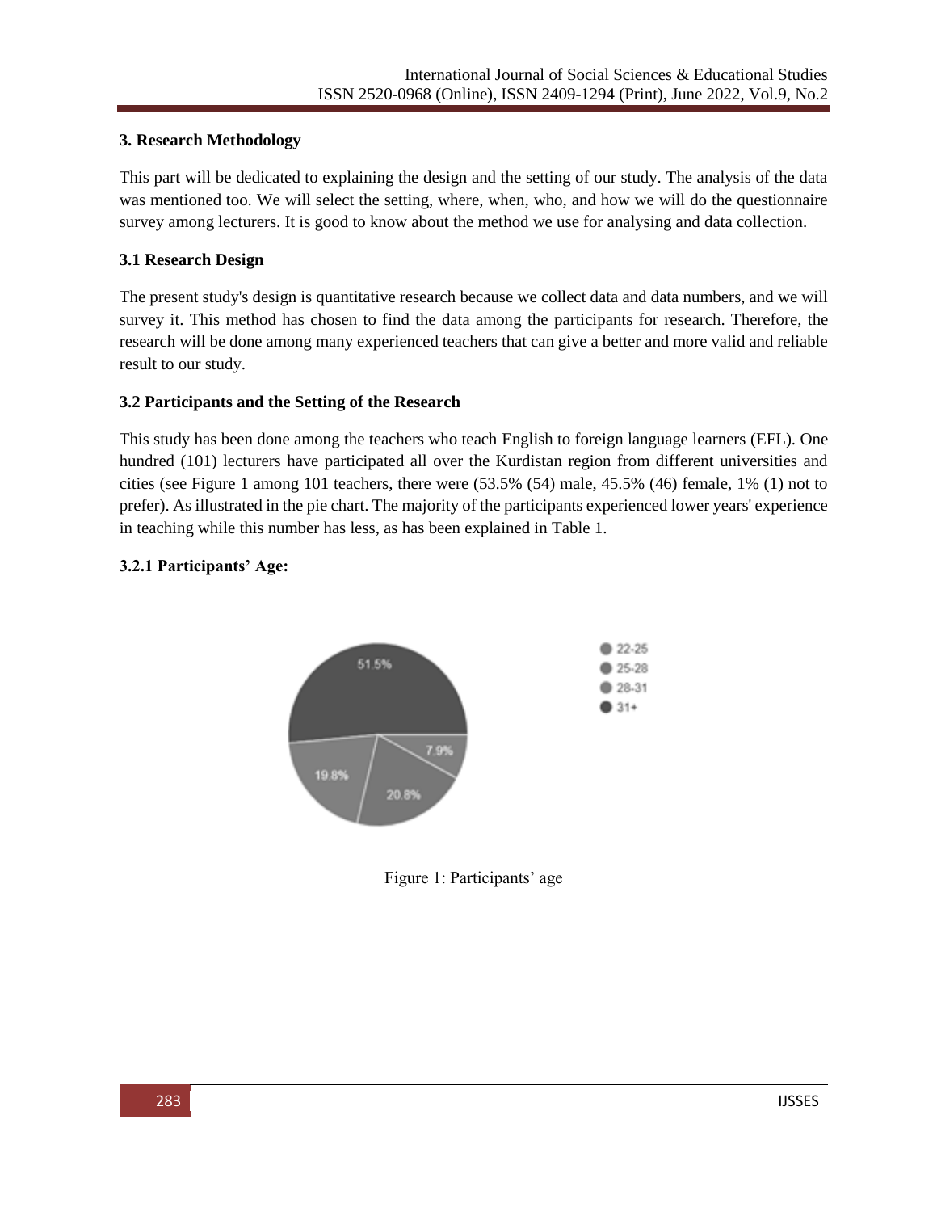### 3. Research Methodology

This part will be dedicated to explaining the design and the setting of our study. The analysis of the data was mentioned too. We will select the setting, where, when, who, and how we will do the questionnaire survey among lecturers. It is good to know about the method we use for analysing and data collection.

#### 3.1 Research Design

The present study's design is quantitative research because we collect data and data numbers, and we will survey it. This method has chosen to find the data among the participants for research. Therefore, the research will be done among many experienced teachers that can give a better and more valid and reliable result to our study.

#### 3.2 Participants and the Setting of the Research

This study has been done among the teachers who teach English to foreign language learners (EFL). One hundred (101) lecturers have participated all over the Kurdistan region from different universities and cities (see Figure 1 among 101 teachers, there were (53.5% (54) male, 45.5% (46) female, 1% (1) not to prefer). As illustrated in the pie chart. The majority of the participants experienced lower years' experience in teaching while this number has less, as has been explained in Table 1.

#### 3.2.1 Participants' Age:

Figure 1: Participants' age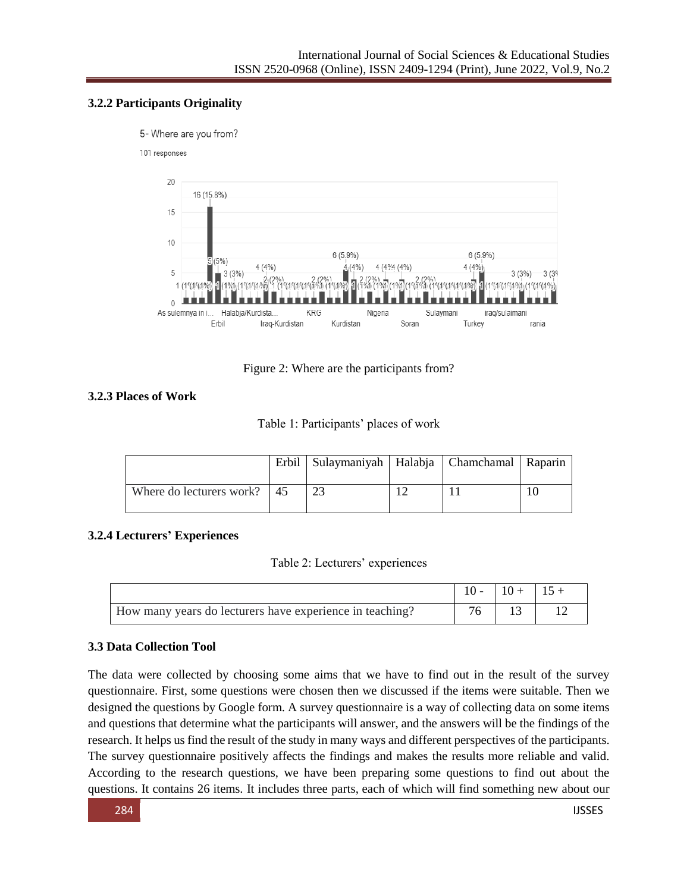### 3.2.2 Participants Originality

5- Where are you from?

101 responses

Figure 2: Where are the participants from?

### 3.2.3 Places of Work

Table 1: Participants' places of work

| | Erbil | Sulaymaniyah | Halabja | Chamchamal | Raparin |
|---|---|---|---|---|---|
| Where do lecturers work? | 45 | 23 | 12 | 11 | 10 |

### 3.2.4 Lecturers' Experiences

Table 2: Lecturers' experiences

| | 10 - | 10 + | 15 + |
|---|---|---|---|
| How many years do lecturers have experience in teaching? | 76 | 13 | 12 |

### 3.3 Data Collection Tool

The data were collected by choosing some aims that we have to find out in the result of the survey questionnaire. First, some questions were chosen then we discussed if the items were suitable. Then we designed the questions by Google form. A survey questionnaire is a way of collecting data on some items and questions that determine what the participants will answer, and the answers will be the findings of the research. It helps us find the result of the study in many ways and different perspectives of the participants. The survey questionnaire positively affects the findings and makes the results more reliable and valid. According to the research questions, we have been preparing some questions to find out about the questions. It contains 26 items. It includes three parts, each of which will find something new about our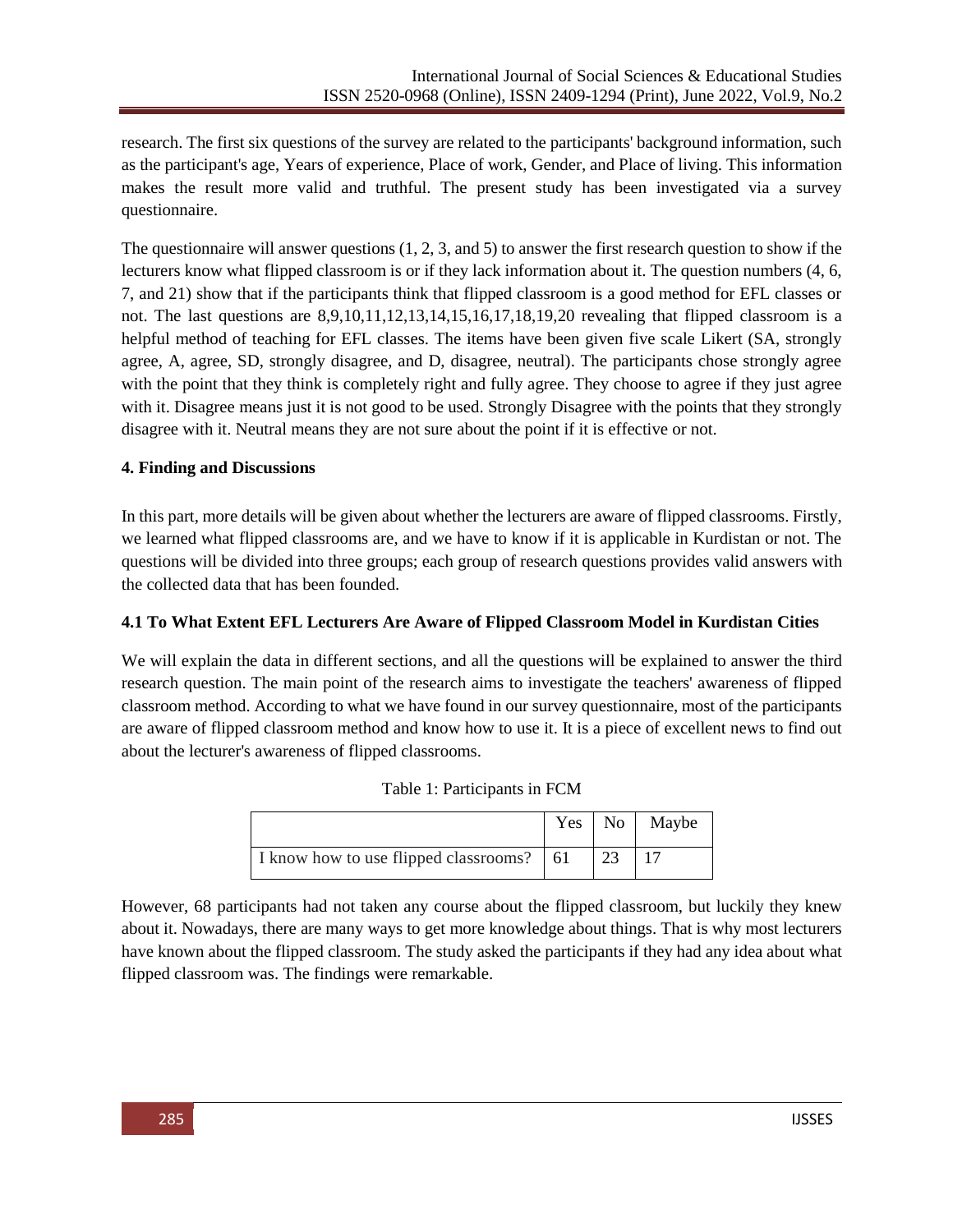research. The first six questions of the survey are related to the participants' background information, such as the participant's age, Years of experience, Place of work, Gender, and Place of living. This information makes the result more valid and truthful. The present study has been investigated via a survey questionnaire.

The questionnaire will answer questions (1, 2, 3, and 5) to answer the first research question to show if the lecturers know what flipped classroom is or if they lack information about it. The question numbers (4, 6, 7, and 21) show that if the participants think that flipped classroom is a good method for EFL classes or not. The last questions are 8,9,10,11,12,13,14,15,16,17,18,19,20 revealing that flipped classroom is a helpful method of teaching for EFL classes. The items have been given five scale Likert (SA, strongly agree, A, agree, SD, strongly disagree, and D, disagree, neutral). The participants chose strongly agree with the point that they think is completely right and fully agree. They choose to agree if they just agree with it. Disagree means just it is not good to be used. Strongly Disagree with the points that they strongly disagree with it. Neutral means they are not sure about the point if it is effective or not.

## 4. Finding and Discussions

In this part, more details will be given about whether the lecturers are aware of flipped classrooms. Firstly, we learned what flipped classrooms are, and we have to know if it is applicable in Kurdistan or not. The questions will be divided into three groups; each group of research questions provides valid answers with the collected data that has been founded.

### 4.1 To What Extent EFL Lecturers Are Aware of Flipped Classroom Model in Kurdistan Cities

We will explain the data in different sections, and all the questions will be explained to answer the third research question. The main point of the research aims to investigate the teachers' awareness of flipped classroom method. According to what we have found in our survey questionnaire, most of the participants are aware of flipped classroom method and know how to use it. It is a piece of excellent news to find out about the lecturer's awareness of flipped classrooms.

Table 1: Participants in FCM

| | Yes | No | Maybe |
|---|---|---|---|
| I know how to use flipped classrooms? | 61 | 23 | 17 |

However, 68 participants had not taken any course about the flipped classroom, but luckily they knew about it. Nowadays, there are many ways to get more knowledge about things. That is why most lecturers have known about the flipped classroom. The study asked the participants if they had any idea about what flipped classroom was. The findings were remarkable.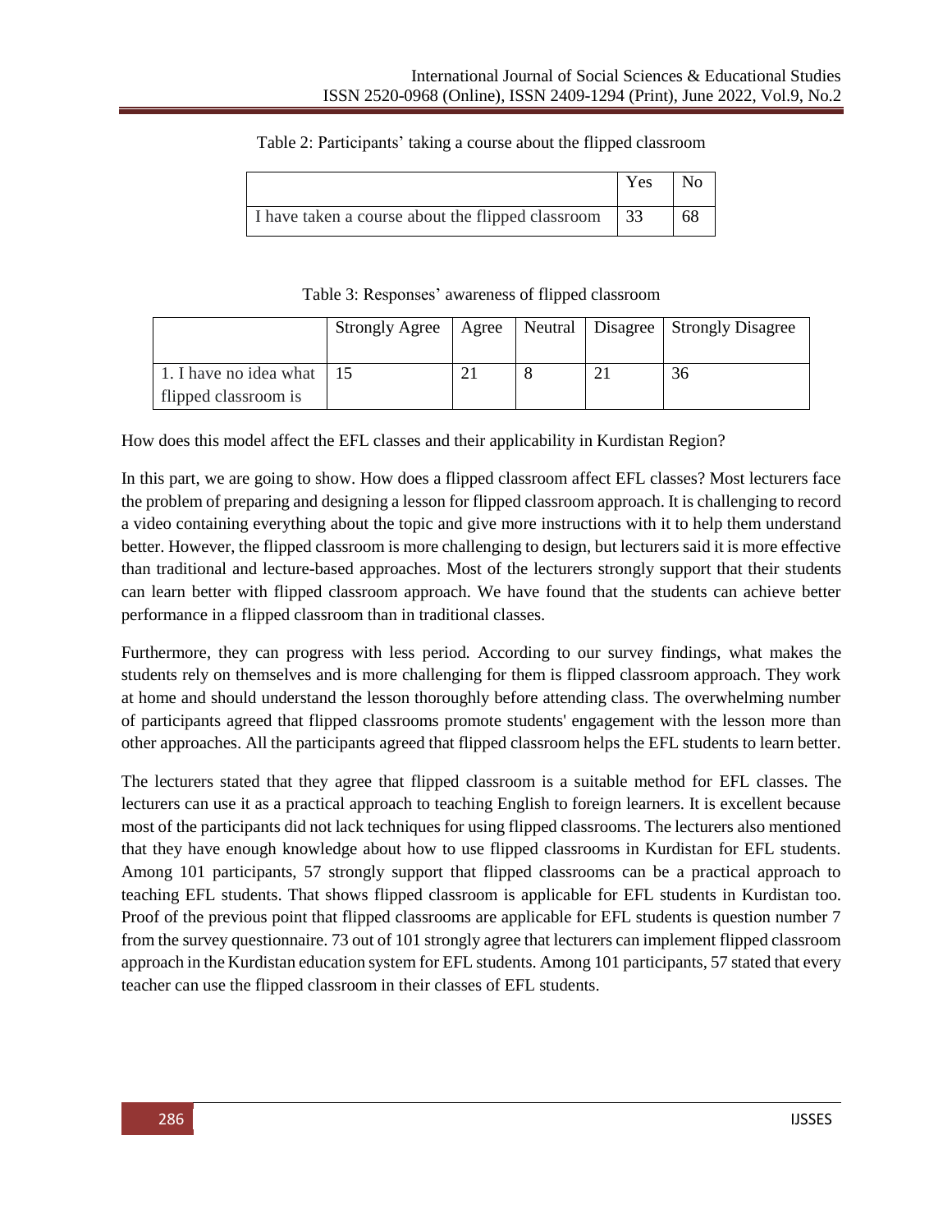Table 2: Participants' taking a course about the flipped classroom

| | Yes | No |
|---|---|---|
| I have taken a course about the flipped classroom | 33 | 68 |

Table 3: Responses' awareness of flipped classroom

| | Strongly Agree | Agree | Neutral | Disagree | Strongly Disagree |
|---|---|---|---|---|---|
| 1. I have no idea what flipped classroom is | 15 | 21 | 8 | 21 | 36 |

How does this model affect the EFL classes and their applicability in Kurdistan Region?

In this part, we are going to show. How does a flipped classroom affect EFL classes? Most lecturers face the problem of preparing and designing a lesson for flipped classroom approach. It is challenging to record a video containing everything about the topic and give more instructions with it to help them understand better. However, the flipped classroom is more challenging to design, but lecturers said it is more effective than traditional and lecture-based approaches. Most of the lecturers strongly support that their students can learn better with flipped classroom approach. We have found that the students can achieve better performance in a flipped classroom than in traditional classes.

Furthermore, they can progress with less period. According to our survey findings, what makes the students rely on themselves and is more challenging for them is flipped classroom approach. They work at home and should understand the lesson thoroughly before attending class. The overwhelming number of participants agreed that flipped classrooms promote students' engagement with the lesson more than other approaches. All the participants agreed that flipped classroom helps the EFL students to learn better.

The lecturers stated that they agree that flipped classroom is a suitable method for EFL classes. The lecturers can use it as a practical approach to teaching English to foreign learners. It is excellent because most of the participants did not lack techniques for using flipped classrooms. The lecturers also mentioned that they have enough knowledge about how to use flipped classrooms in Kurdistan for EFL students. Among 101 participants, 57 strongly support that flipped classrooms can be a practical approach to teaching EFL students. That shows flipped classroom is applicable for EFL students in Kurdistan too. Proof of the previous point that flipped classrooms are applicable for EFL students is question number 7 from the survey questionnaire. 73 out of 101 strongly agree that lecturers can implement flipped classroom approach in the Kurdistan education system for EFL students. Among 101 participants, 57 stated that every teacher can use the flipped classroom in their classes of EFL students.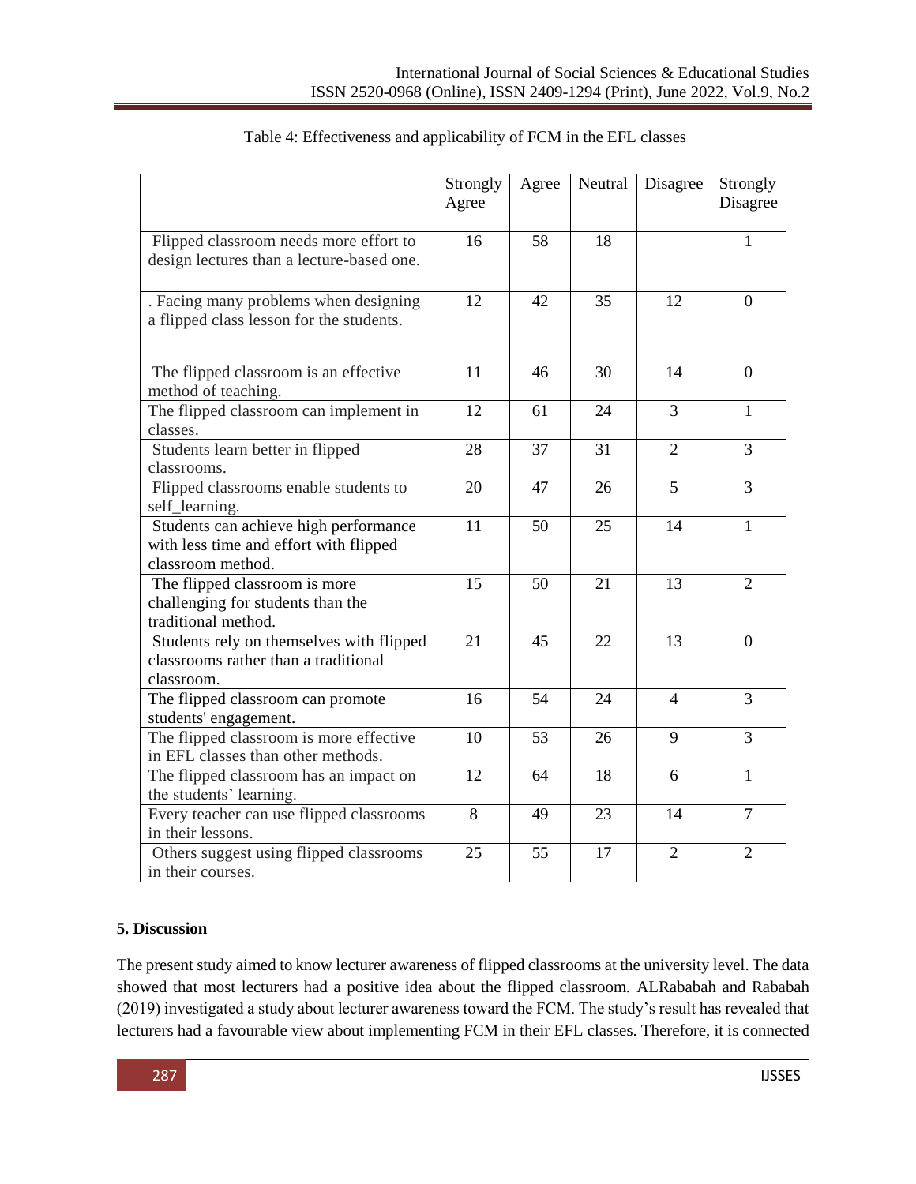Table 4: Effectiveness and applicability of FCM in the EFL classes

| | Strongly Agree | Agree | Neutral | Disagree | Strongly Disagree |
|---|---|---|---|---|---|
| Flipped classroom needs more effort to design lectures than a lecture-based one. | 16 | 58 | 18 | | 1 |
| . Facing many problems when designing a flipped class lesson for the students. | 12 | 42 | 35 | 12 | 0 |
| The flipped classroom is an effective method of teaching. | 11 | 46 | 30 | 14 | 0 |
| The flipped classroom can implement in classes. | 12 | 61 | 24 | 3 | 1 |
| Students learn better in flipped classrooms. | 28 | 37 | 31 | 2 | 3 |
| Flipped classrooms enable students to self_learning. | 20 | 47 | 26 | 5 | 3 |
| Students can achieve high performance with less time and effort with flipped classroom method. | 11 | 50 | 25 | 14 | 1 |
| The flipped classroom is more challenging for students than the traditional method. | 15 | 50 | 21 | 13 | 2 |
| Students rely on themselves with flipped classrooms rather than a traditional classroom. | 21 | 45 | 22 | 13 | 0 |
| The flipped classroom can promote students' engagement. | 16 | 54 | 24 | 4 | 3 |
| The flipped classroom is more effective in EFL classes than other methods. | 10 | 53 | 26 | 9 | 3 |
| The flipped classroom has an impact on the students' learning. | 12 | 64 | 18 | 6 | 1 |
| Every teacher can use flipped classrooms in their lessons. | 8 | 49 | 23 | 14 | 7 |
| Others suggest using flipped classrooms in their courses. | 25 | 55 | 17 | 2 | 2 |

## 5. Discussion

The present study aimed to know lecturer awareness of flipped classrooms at the university level. The data showed that most lecturers had a positive idea about the flipped classroom. ALRababah and Rababah (2019) investigated a study about lecturer awareness toward the FCM. The study's result has revealed that lecturers had a favourable view about implementing FCM in their EFL classes. Therefore, it is connected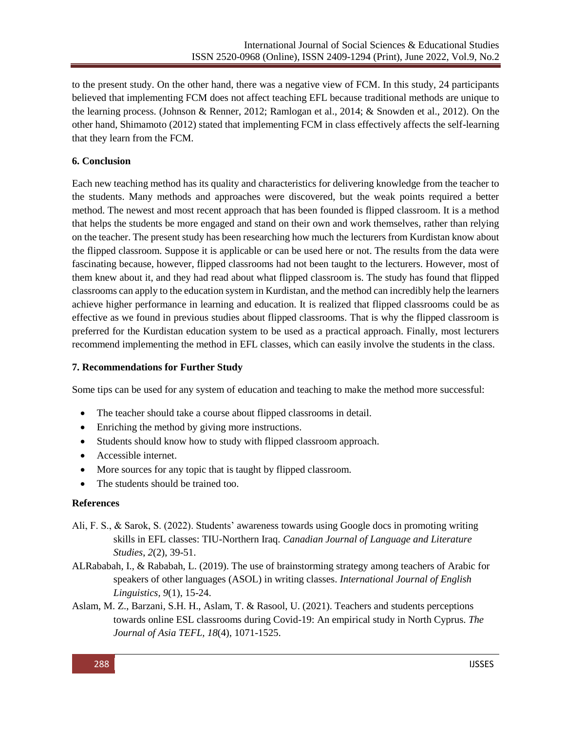to the present study. On the other hand, there was a negative view of FCM. In this study, 24 participants believed that implementing FCM does not affect teaching EFL because traditional methods are unique to the learning process. (Johnson & Renner, 2012; Ramlogan et al., 2014; & Snowden et al., 2012). On the other hand, Shimamoto (2012) stated that implementing FCM in class effectively affects the self-learning that they learn from the FCM.

## 6. Conclusion

Each new teaching method has its quality and characteristics for delivering knowledge from the teacher to the students. Many methods and approaches were discovered, but the weak points required a better method. The newest and most recent approach that has been founded is flipped classroom. It is a method that helps the students be more engaged and stand on their own and work themselves, rather than relying on the teacher. The present study has been researching how much the lecturers from Kurdistan know about the flipped classroom. Suppose it is applicable or can be used here or not. The results from the data were fascinating because, however, flipped classrooms had not been taught to the lecturers. However, most of them knew about it, and they had read about what flipped classroom is. The study has found that flipped classrooms can apply to the education system in Kurdistan, and the method can incredibly help the learners achieve higher performance in learning and education. It is realized that flipped classrooms could be as effective as we found in previous studies about flipped classrooms. That is why the flipped classroom is preferred for the Kurdistan education system to be used as a practical approach. Finally, most lecturers recommend implementing the method in EFL classes, which can easily involve the students in the class.

## 7. Recommendations for Further Study

Some tips can be used for any system of education and teaching to make the method more successful:

- The teacher should take a course about flipped classrooms in detail.
- Enriching the method by giving more instructions.
- Students should know how to study with flipped classroom approach.
- Accessible internet.
- More sources for any topic that is taught by flipped classroom.
- The students should be trained too.

## References

Ali, F. S., & Sarok, S. (2022). Students' awareness towards using Google docs in promoting writing skills in EFL classes: TIU-Northern Iraq. *Canadian Journal of Language and Literature Studies, 2*(2), 39-51.

ALRababah, I., & Rababah, L. (2019). The use of brainstorming strategy among teachers of Arabic for speakers of other languages (ASOL) in writing classes. *International Journal of English Linguistics, 9*(1), 15-24.

Aslam, M. Z., Barzani, S.H. H., Aslam, T. & Rasool, U. (2021). Teachers and students perceptions towards online ESL classrooms during Covid-19: An empirical study in North Cyprus. *The Journal of Asia TEFL, 18*(4), 1071-1525.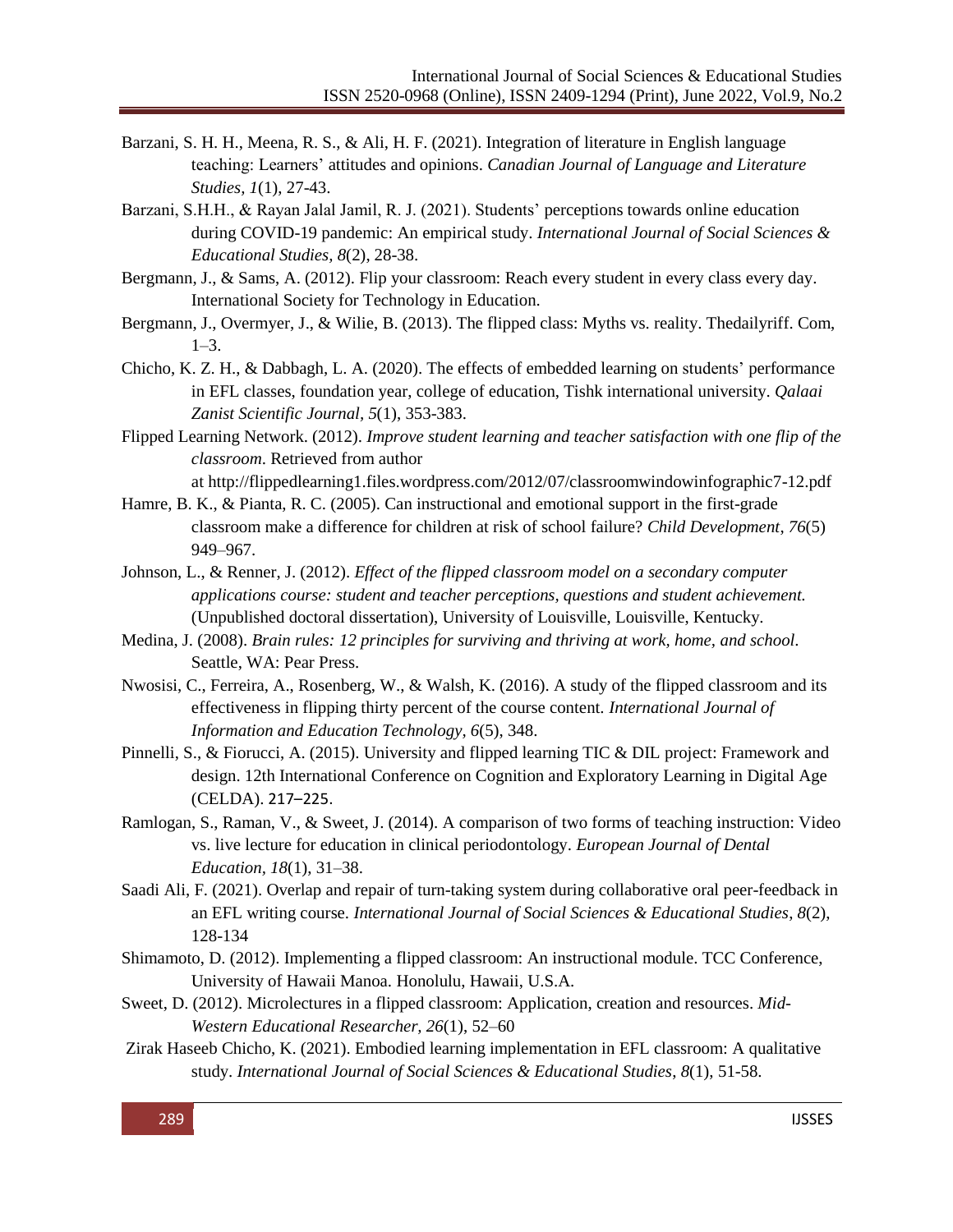Barzani, S. H. H., Meena, R. S., & Ali, H. F. (2021). Integration of literature in English language teaching: Learners' attitudes and opinions. *Canadian Journal of Language and Literature Studies, 1*(1), 27-43.

Barzani, S.H.H., & Rayan Jalal Jamil, R. J. (2021). Students' perceptions towards online education during COVID-19 pandemic: An empirical study. *International Journal of Social Sciences & Educational Studies, 8*(2), 28-38.

Bergmann, J., & Sams, A. (2012). Flip your classroom: Reach every student in every class every day. International Society for Technology in Education.

Bergmann, J., Overmyer, J., & Wilie, B. (2013). The flipped class: Myths vs. reality. Thedailyriff. Com, 1–3.

Chicho, K. Z. H., & Dabbagh, L. A. (2020). The effects of embedded learning on students' performance in EFL classes, foundation year, college of education, Tishk international university. *Qalaai Zanist Scientific Journal, 5*(1), 353-383.

Flipped Learning Network. (2012). *Improve student learning and teacher satisfaction with one flip of the classroom*. Retrieved from author at http://flippedlearning1.files.wordpress.com/2012/07/classroomwindowinfographic7-12.pdf

Hamre, B. K., & Pianta, R. C. (2005). Can instructional and emotional support in the first-grade classroom make a difference for children at risk of school failure? *Child Development*, *76*(5) 949–967.

Johnson, L., & Renner, J. (2012). *Effect of the flipped classroom model on a secondary computer applications course: student and teacher perceptions, questions and student achievement.* (Unpublished doctoral dissertation), University of Louisville, Louisville, Kentucky.

Medina, J. (2008). *Brain rules: 12 principles for surviving and thriving at work, home, and school*. Seattle, WA: Pear Press.

Nwosisi, C., Ferreira, A., Rosenberg, W., & Walsh, K. (2016). A study of the flipped classroom and its effectiveness in flipping thirty percent of the course content. *International Journal of Information and Education Technology, 6*(5), 348.

Pinnelli, S., & Fiorucci, A. (2015). University and flipped learning TIC & DIL project: Framework and design. 12th International Conference on Cognition and Exploratory Learning in Digital Age (CELDA). 217–225.

Ramlogan, S., Raman, V., & Sweet, J. (2014). A comparison of two forms of teaching instruction: Video vs. live lecture for education in clinical periodontology. *European Journal of Dental Education, 18*(1), 31–38.

Saadi Ali, F. (2021). Overlap and repair of turn-taking system during collaborative oral peer-feedback in an EFL writing course. *International Journal of Social Sciences & Educational Studies, 8*(2), 128-134

Shimamoto, D. (2012). Implementing a flipped classroom: An instructional module. TCC Conference, University of Hawaii Manoa. Honolulu, Hawaii, U.S.A.

Sweet, D. (2012). Microlectures in a flipped classroom: Application, creation and resources. *Mid-Western Educational Researcher, 26*(1), 52–60

Zirak Haseeb Chicho, K. (2021). Embodied learning implementation in EFL classroom: A qualitative study. *International Journal of Social Sciences & Educational Studies, 8*(1), 51-58.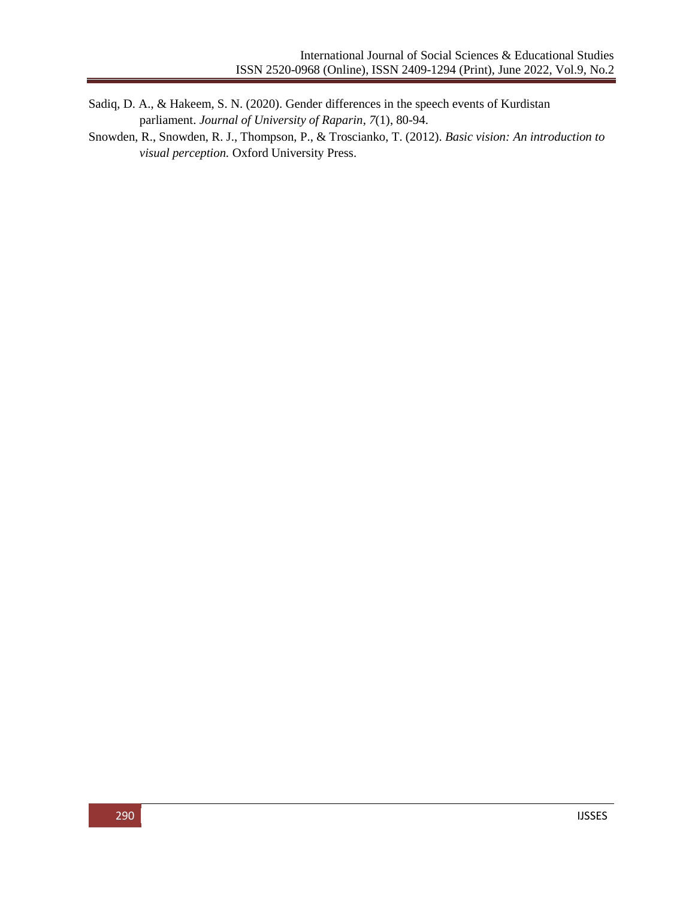Sadiq, D. A., & Hakeem, S. N. (2020). Gender differences in the speech events of Kurdistan parliament. *Journal of University of Raparin*, *7*(1), 80-94.

Snowden, R., Snowden, R. J., Thompson, P., & Troscianko, T. (2012). *Basic vision: An introduction to visual perception.* Oxford University Press.